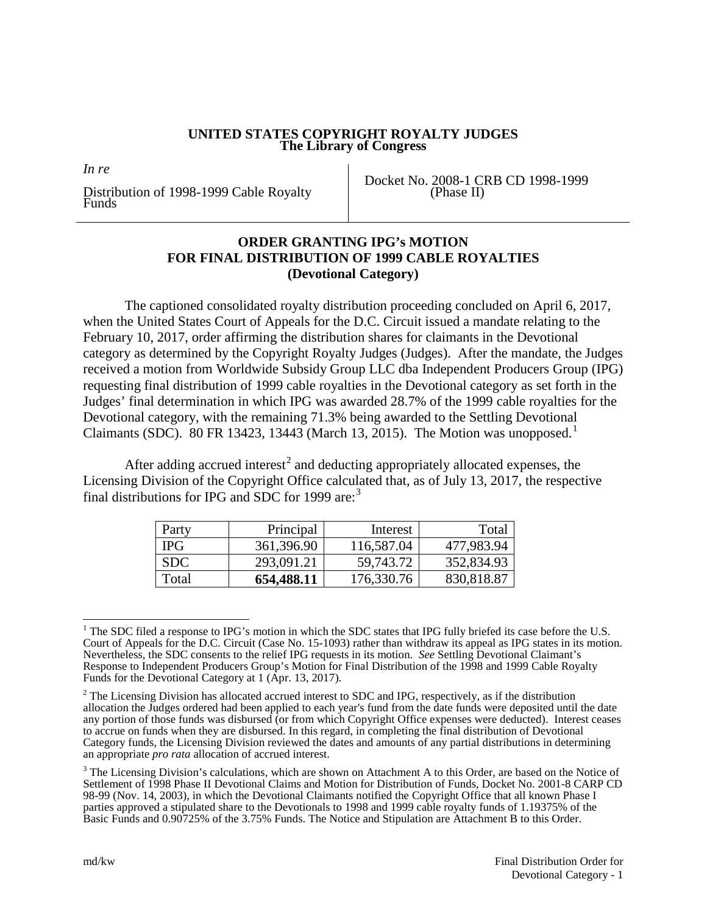**UNITED STATES COPYRIGHT ROYALTY JUDGES**
**The Library of Congress**

| *In re* Distribution of 1998-1999 Cable Royalty Funds | Docket No. 2008-1 CRB CD 1998-1999 (Phase II) |
| --- | --- |

## ORDER GRANTING IPG's MOTION FOR FINAL DISTRIBUTION OF 1999 CABLE ROYALTIES (Devotional Category)

The captioned consolidated royalty distribution proceeding concluded on April 6, 2017, when the United States Court of Appeals for the D.C. Circuit issued a mandate relating to the February 10, 2017, order affirming the distribution shares for claimants in the Devotional category as determined by the Copyright Royalty Judges (Judges). After the mandate, the Judges received a motion from Worldwide Subsidy Group LLC dba Independent Producers Group (IPG) requesting final distribution of 1999 cable royalties in the Devotional category as set forth in the Judges' final determination in which IPG was awarded 28.7% of the 1999 cable royalties for the Devotional category, with the remaining 71.3% being awarded to the Settling Devotional Claimants (SDC). 80 FR 13423, 13443 (March 13, 2015). The Motion was unopposed.[1]

After adding accrued interest[2] and deducting appropriately allocated expenses, the Licensing Division of the Copyright Office calculated that, as of July 13, 2017, the respective final distributions for IPG and SDC for 1999 are:[3]

| Party | Principal | Interest | Total |
| --- | --- | --- | --- |
| IPG | 361,396.90 | 116,587.04 | 477,983.94 |
| SDC | 293,091.21 | 59,743.72 | 352,834.93 |
| Total | **654,488.11** | 176,330.76 | 830,818.87 |

[1] The SDC filed a response to IPG's motion in which the SDC states that IPG fully briefed its case before the U.S. Court of Appeals for the D.C. Circuit (Case No. 15-1093) rather than withdraw its appeal as IPG states in its motion. Nevertheless, the SDC consents to the relief IPG requests in its motion. *See* Settling Devotional Claimant's Response to Independent Producers Group's Motion for Final Distribution of the 1998 and 1999 Cable Royalty Funds for the Devotional Category at 1 (Apr. 13, 2017).

[2] The Licensing Division has allocated accrued interest to SDC and IPG, respectively, as if the distribution allocation the Judges ordered had been applied to each year's fund from the date funds were deposited until the date any portion of those funds was disbursed (or from which Copyright Office expenses were deducted). Interest ceases to accrue on funds when they are disbursed. In this regard, in completing the final distribution of Devotional Category funds, the Licensing Division reviewed the dates and amounts of any partial distributions in determining an appropriate *pro rata* allocation of accrued interest.

[3] The Licensing Division's calculations, which are shown on Attachment A to this Order, are based on the Notice of Settlement of 1998 Phase II Devotional Claims and Motion for Distribution of Funds, Docket No. 2001-8 CARP CD 98-99 (Nov. 14, 2003), in which the Devotional Claimants notified the Copyright Office that all known Phase I parties approved a stipulated share to the Devotionals to 1998 and 1999 cable royalty funds of 1.19375% of the Basic Funds and 0.90725% of the 3.75% Funds. The Notice and Stipulation are Attachment B to this Order.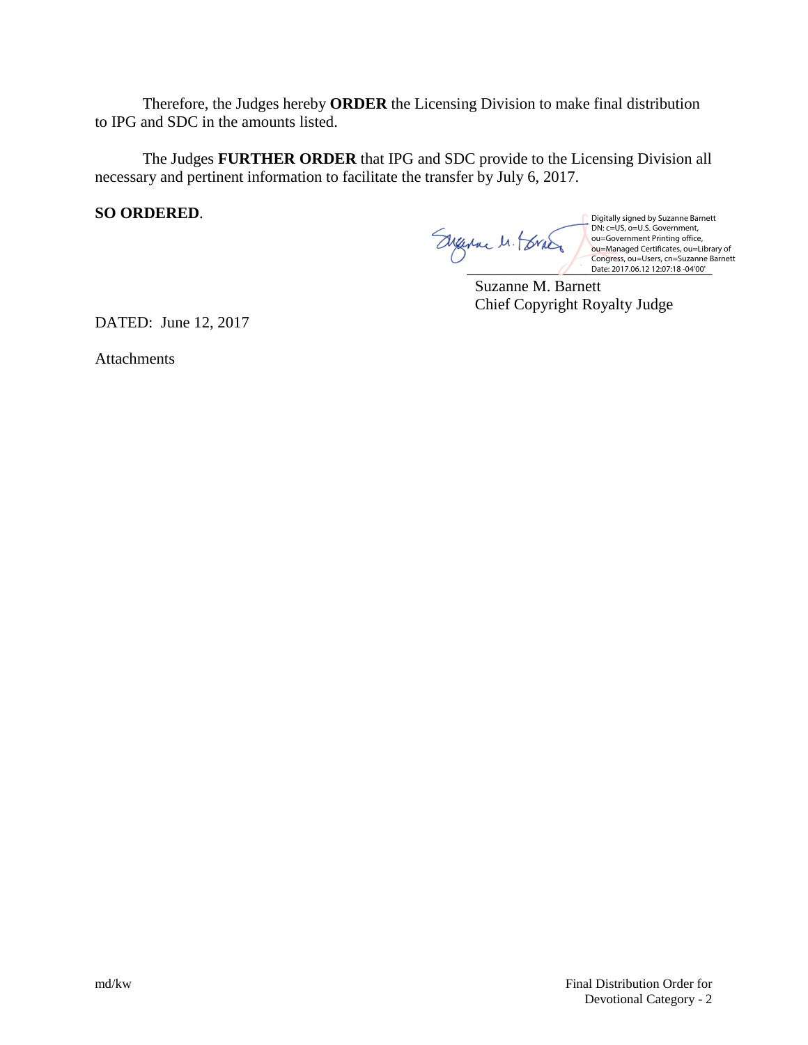Therefore, the Judges hereby **ORDER** the Licensing Division to make final distribution to IPG and SDC in the amounts listed.

The Judges **FURTHER ORDER** that IPG and SDC provide to the Licensing Division all necessary and pertinent information to facilitate the transfer by July 6, 2017.

**SO ORDERED**.

Digitally signed by Suzanne Barnett
DN: c=US, o=U.S. Government, ou=Government Printing office, ou=Managed Certificates, ou=Library of Congress, ou=Users, cn=Suzanne Barnett
Date: 2017.06.12 12:07:18 -04'00'

Suzanne M. Barnett
Chief Copyright Royalty Judge

DATED: June 12, 2017

Attachments

md/kw

Final Distribution Order for Devotional Category - 2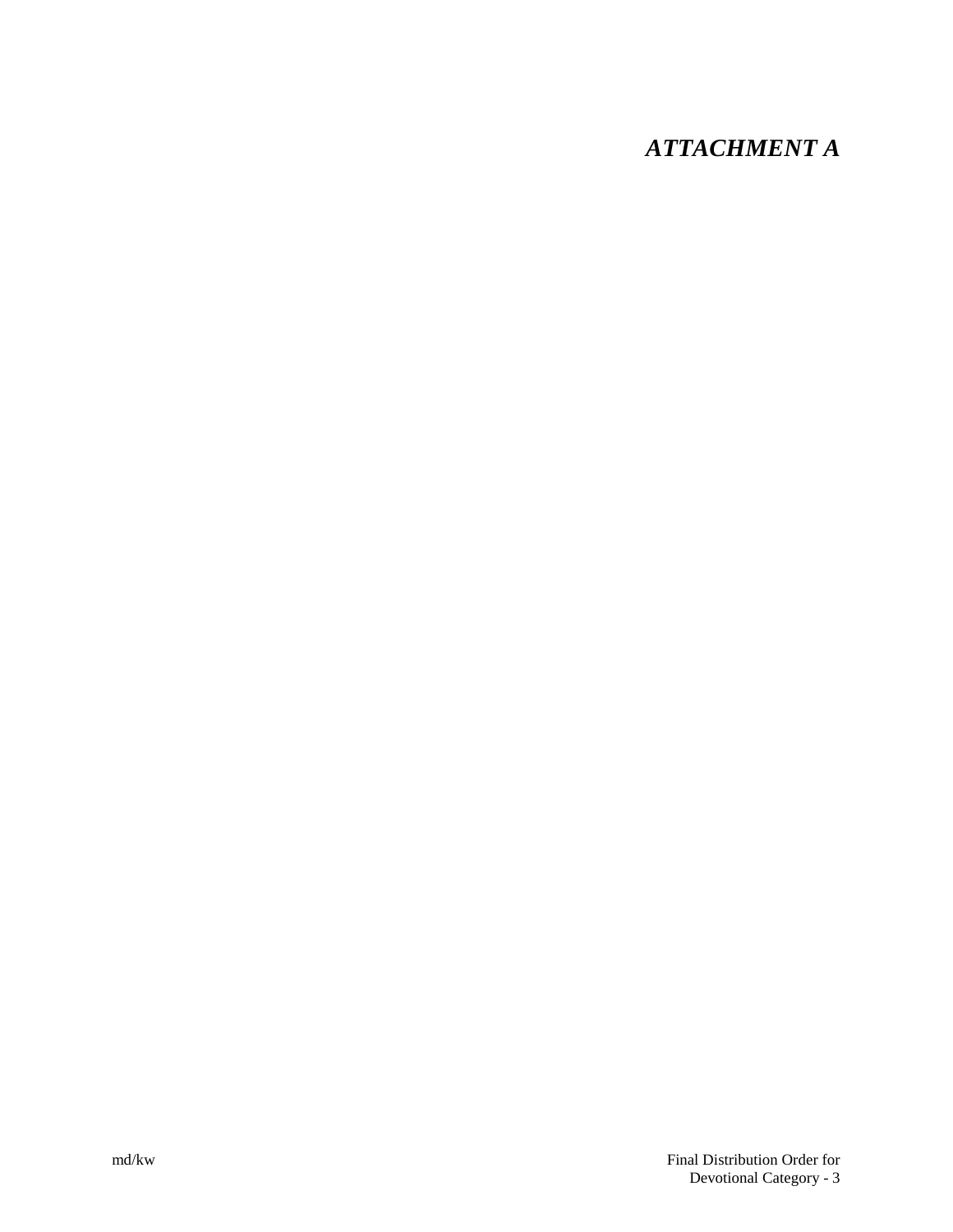# *ATTACHMENT A*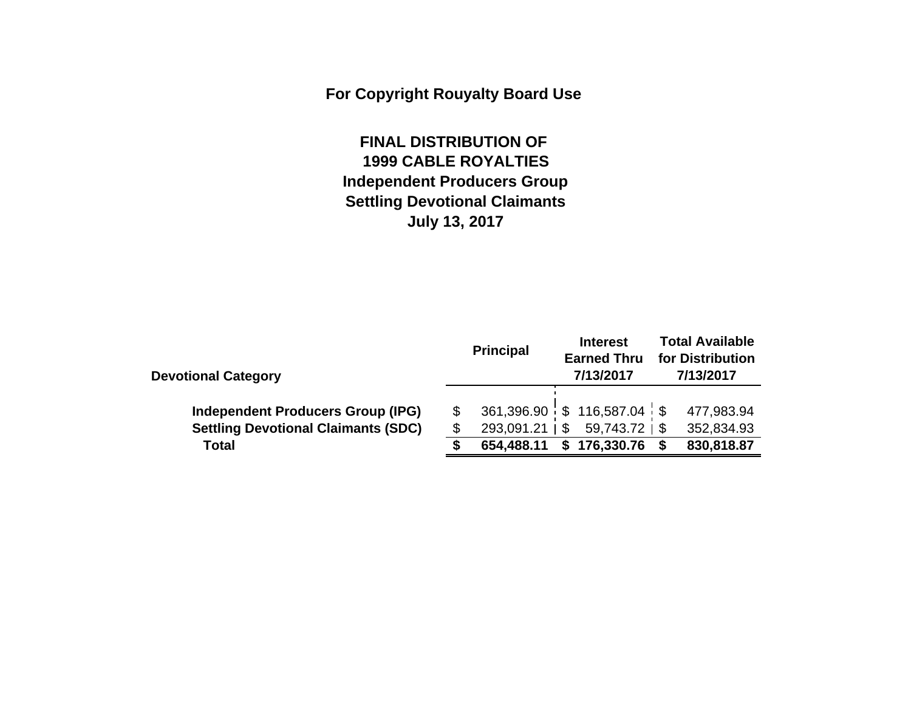**For Copyright Rouyalty Board Use**

**FINAL DISTRIBUTION OF**
**1999 CABLE ROYALTIES**
**Independent Producers Group**
**Settling Devotional Claimants**
**July 13, 2017**

| Devotional Category | Principal | Interest Earned Thru 7/13/2017 | Total Available for Distribution 7/13/2017 |
|---|---|---|---|
| **Independent Producers Group (IPG)** | $ 361,396.90 | $ 116,587.04 | $ 477,983.94 |
| **Settling Devotional Claimants (SDC)** | $ 293,091.21 | $ 59,743.72 | $ 352,834.93 |
| **Total** | **$ 654,488.11** | **$ 176,330.76** | **$ 830,818.87** |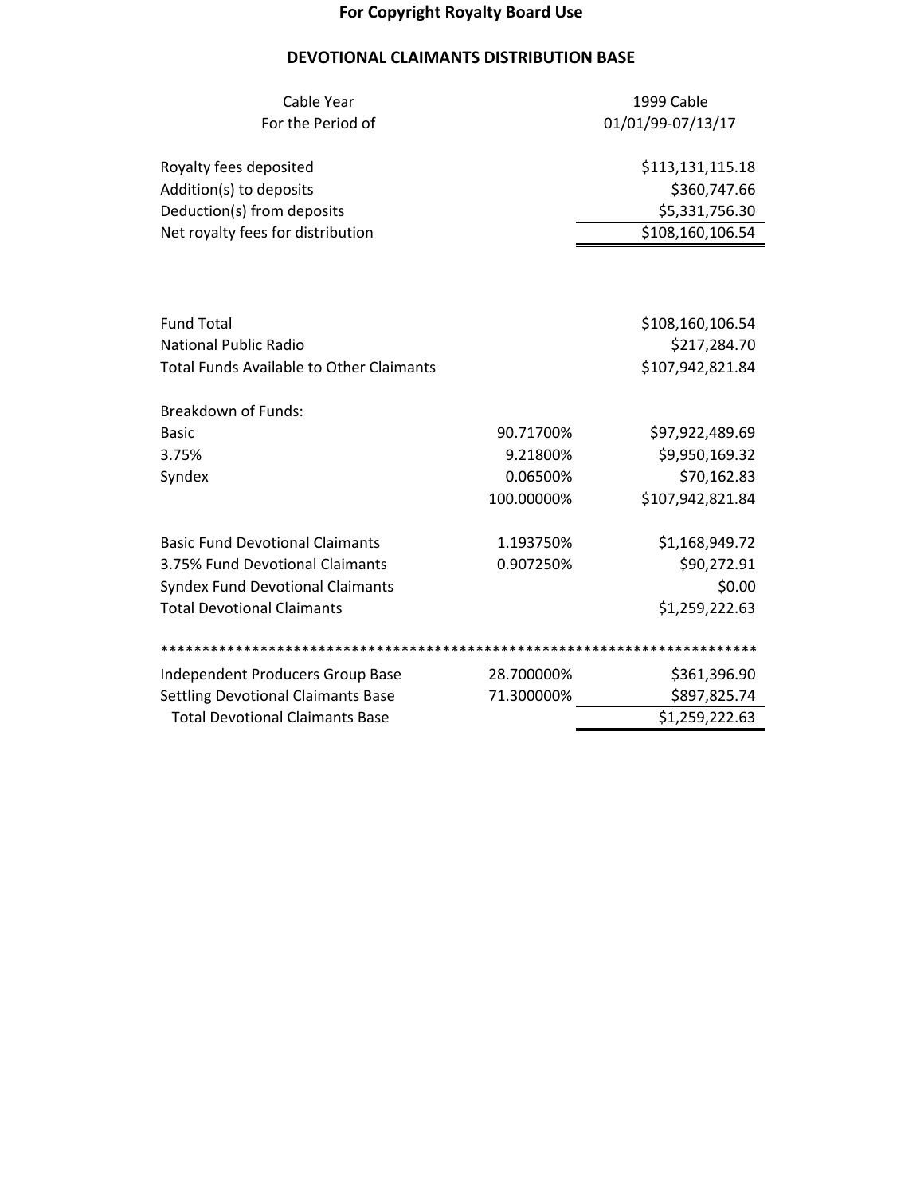**For Copyright Royalty Board Use**

**DEVOTIONAL CLAIMANTS DISTRIBUTION BASE**

| | | |
|---|---|---|
| Cable Year | | 1999 Cable |
| For the Period of | | 01/01/99-07/13/17 |
| | | |
| Royalty fees deposited | | $113,131,115.18 |
| Addition(s) to deposits | | $360,747.66 |
| Deduction(s) from deposits | | $5,331,756.30 |
| Net royalty fees for distribution | | $108,160,106.54 |
| | | |
| Fund Total | | $108,160,106.54 |
| National Public Radio | | $217,284.70 |
| Total Funds Available to Other Claimants | | $107,942,821.84 |
| | | |
| Breakdown of Funds: | | |
| Basic | 90.71700% | $97,922,489.69 |
| 3.75% | 9.21800% | $9,950,169.32 |
| Syndex | 0.06500% | $70,162.83 |
| | 100.00000% | $107,942,821.84 |
| | | |
| Basic Fund Devotional Claimants | 1.193750% | $1,168,949.72 |
| 3.75% Fund Devotional Claimants | 0.907250% | $90,272.91 |
| Syndex Fund Devotional Claimants | | $0.00 |
| Total Devotional Claimants | | $1,259,222.63 |

*************************************************************************

| | | |
|---|---|---|
| Independent Producers Group Base | 28.700000% | $361,396.90 |
| Settling Devotional Claimants Base | 71.300000% | $897,825.74 |
| Total Devotional Claimants Base | | $1,259,222.63 |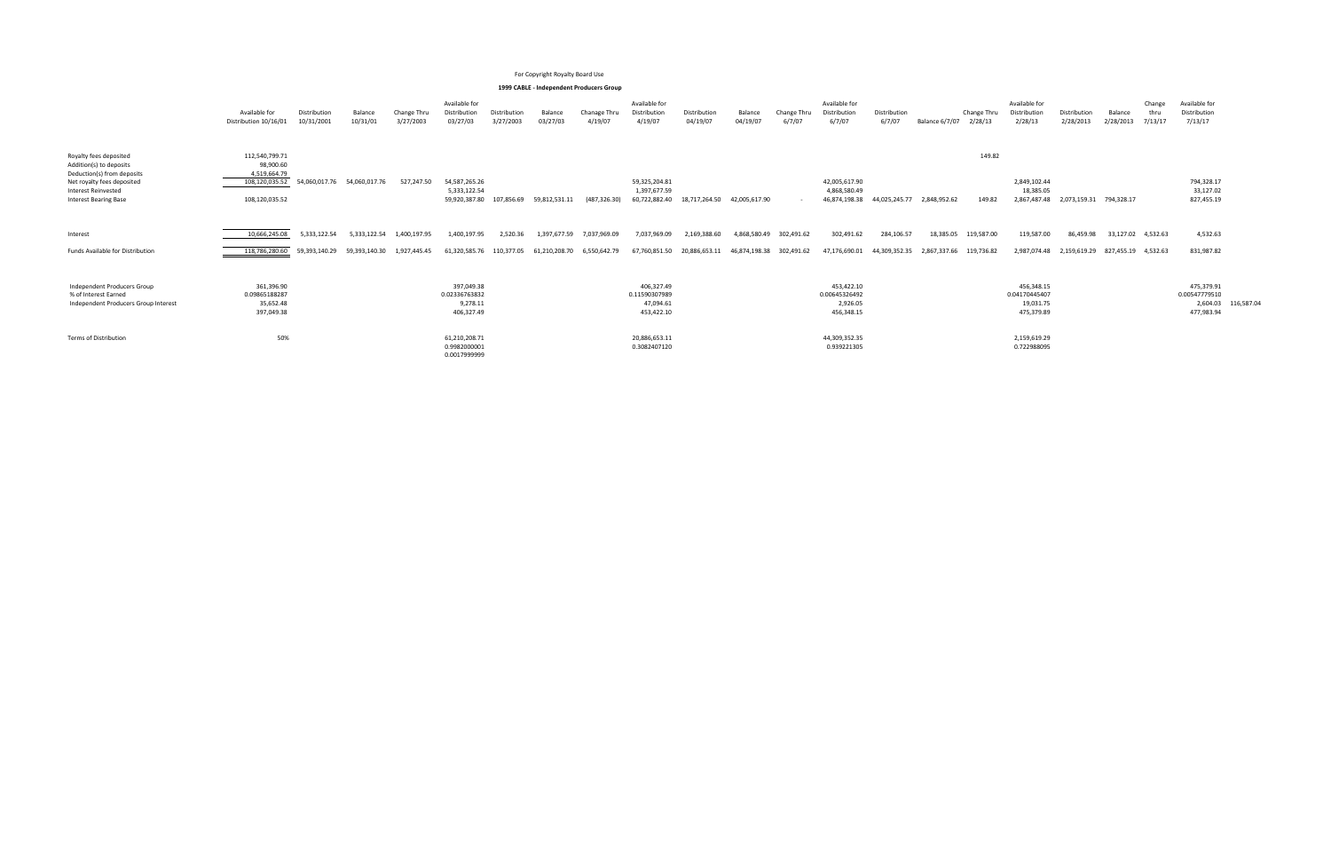For Copyright Royalty Board Use

**1999 CABLE - Independent Producers Group**

| | Available for Distribution 10/16/01 | Distribution 10/31/2001 | Balance 10/31/01 | Change Thru 3/27/2003 | Available for Distribution 03/27/03 | Distribution 3/27/2003 | Balance 03/27/03 | Chanage Thru 4/19/07 | Available for Distribution 4/19/07 | Distribution 04/19/07 | Balance 04/19/07 | Change Thru 6/7/07 | Available for Distribution 6/7/07 | Distribution 6/7/07 | Balance 6/7/07 | Change Thru 2/28/13 | Available for Distribution 2/28/13 | Distribution 2/28/2013 | Balance 2/28/2013 | Change thru 7/13/17 | Available for Distribution 7/13/17 | |
|---|---|---|---|---|---|---|---|---|---|---|---|---|---|---|---|---|---|---|---|---|---|---|
| Royalty fees deposited | 112,540,799.71 | | | | | | | | | | | | | | | 149.82 | | | | | | |
| Addition(s) to deposits | 98,900.60 | | | | | | | | | | | | | | | | | | | | | |
| Deduction(s) from deposits | 4,519,664.79 | | | | | | | | | | | | | | | | | | | | | |
| Net royalty fees deposited | 108,120,035.52 | 54,060,017.76 | 54,060,017.76 | 527,247.50 | 54,587,265.26 | | | | 59,325,204.81 | | | | 42,005,617.90 | | | | 2,849,102.44 | | | | 794,328.17 | |
| Interest Reinvested | | | | | 5,333,122.54 | | | | 1,397,677.59 | | | | 4,868,580.49 | | | | 18,385.05 | | | | 33,127.02 | |
| Interest Bearing Base | 108,120,035.52 | | | | 59,920,387.80 | 107,856.69 | 59,812,531.11 | (487,326.30) | 60,722,882.40 | 18,717,264.50 | 42,005,617.90 | - | 46,874,198.38 | 44,025,245.77 | 2,848,952.62 | 149.82 | 2,867,487.48 | 2,073,159.31 | 794,328.17 | | 827,455.19 | |
| Interest | 10,666,245.08 | 5,333,122.54 | 5,333,122.54 | 1,400,197.95 | 1,400,197.95 | 2,520.36 | 1,397,677.59 | 7,037,969.09 | 7,037,969.09 | 2,169,388.60 | 4,868,580.49 | 302,491.62 | 302,491.62 | 284,106.57 | 18,385.05 | 119,587.00 | 119,587.00 | 86,459.98 | 33,127.02 | 4,532.63 | 4,532.63 | |
| Funds Available for Distribution | 118,786,280.60 | 59,393,140.29 | 59,393,140.30 | 1,927,445.45 | 61,320,585.76 | 110,377.05 | 61,210,208.70 | 6,550,642.79 | 67,760,851.50 | 20,886,653.11 | 46,874,198.38 | 302,491.62 | 47,176,690.01 | 44,309,352.35 | 2,867,337.66 | 119,736.82 | 2,987,074.48 | 2,159,619.29 | 827,455.19 | 4,532.63 | 831,987.82 | |
| Independent Producers Group | 361,396.90 | | | | 397,049.38 | | | | 406,327.49 | | | | 453,422.10 | | | | 456,348.15 | | | | 475,379.91 | |
| % of Interest Earned | 0.09865188287 | | | | 0.02336763832 | | | | 0.11590307989 | | | | 0.00645326492 | | | | 0.04170445407 | | | | 0.00547779510 | |
| Independent Producers Group Interest | 35,652.48 | | | | 9,278.11 | | | | 47,094.61 | | | | 2,926.05 | | | | 19,031.75 | | | | 2,604.03 | 116,587.04 |
| | 397,049.38 | | | | 406,327.49 | | | | 453,422.10 | | | | 456,348.15 | | | | 475,379.89 | | | | 477,983.94 | |
| Terms of Distribution | 50% | | | | 61,210,208.71 | | | | 20,886,653.11 | | | | 44,309,352.35 | | | | 2,159,619.29 | | | | | |
| | | | | | 0.9982000001 | | | | 0.3082407120 | | | | 0.939221305 | | | | 0.722988095 | | | | | |
| | | | | | 0.0017999999 | | | | | | | | | | | | | | | | | |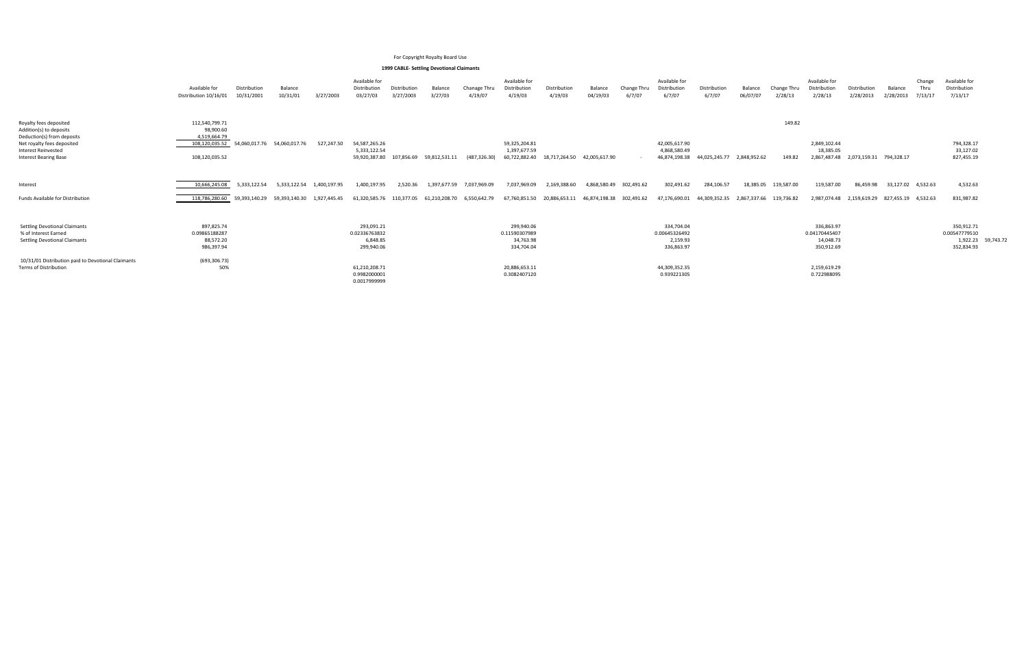For Copyright Royalty Board Use

**1999 CABLE- Settling Devotional Claimants**

| | Available for Distribution 10/16/01 | Distribution 10/31/2001 | Balance 10/31/01 | 3/27/2003 | Available for Distribution 03/27/03 | Distribution 3/27/2003 | Balance 3/27/03 | Chanage Thru 4/19/07 | Available for Distribution 4/19/03 | Distribution 4/19/03 | Balance 04/19/03 | Change Thru 6/7/07 | Available for Distribution 6/7/07 | Distribution 6/7/07 | Balance 06/07/07 | Change Thru 2/28/13 | Available for Distribution 2/28/13 | Distribution 2/28/2013 | Balance 2/28/2013 | Change Thru 7/13/17 | Available for Distribution 7/13/17 | |
|---|---|---|---|---|---|---|---|---|---|---|---|---|---|---|---|---|---|---|---|---|---|---|
| Royalty fees deposited | 112,540,799.71 | | | | | | | | | | | | | | | | | | | | | |
| Addition(s) to deposits | 98,900.60 | | | | | | | | | | | | | | | | | | | | | |
| Deduction(s) from deposits | 4,519,664.79 | | | | | | | | | | | | | | | 149.82 | | | | | | |
| Net royalty fees deposited | 108,120,035.52 | 54,060,017.76 | 54,060,017.76 | 527,247.50 | 54,587,265.26 | | | | 59,325,204.81 | | | | 42,005,617.90 | | | | 2,849,102.44 | | | | 794,328.17 | |
| Interest Reinvested | | | | | 5,333,122.54 | | | | 1,397,677.59 | | | | 4,868,580.49 | | | | 18,385.05 | | | | 33,127.02 | |
| Interest Bearing Base | 108,120,035.52 | | | | 59,920,387.80 | 107,856.69 | 59,812,531.11 | (487,326.30) | 60,722,882.40 | 18,717,264.50 | 42,005,617.90 | - | 46,874,198.38 | 44,025,245.77 | 2,848,952.62 | 149.82 | 2,867,487.48 | 2,073,159.31 | 794,328.17 | | 827,455.19 | |
| Interest | 10,666,245.08 | 5,333,122.54 | 5,333,122.54 | 1,400,197.95 | 1,400,197.95 | 2,520.36 | 1,397,677.59 | 7,037,969.09 | 7,037,969.09 | 2,169,388.60 | 4,868,580.49 | 302,491.62 | 302,491.62 | 284,106.57 | 18,385.05 | 119,587.00 | 119,587.00 | 86,459.98 | 33,127.02 | 4,532.63 | 4,532.63 | |
| Funds Available for Distribution | 118,786,280.60 | 59,393,140.29 | 59,393,140.30 | 1,927,445.45 | 61,320,585.76 | 110,377.05 | 61,210,208.70 | 6,550,642.79 | 67,760,851.50 | 20,886,653.11 | 46,874,198.38 | 302,491.62 | 47,176,690.01 | 44,309,352.35 | 2,867,337.66 | 119,736.82 | 2,987,074.48 | 2,159,619.29 | 827,455.19 | 4,532.63 | 831,987.82 | |
| Settling Devotional Claimants | 897,825.74 | | | | 293,091.21 | | | | 299,940.06 | | | | 334,704.04 | | | | 336,863.97 | | | | 350,912.71 | |
| % of Interest Earned | 0.09865188287 | | | | 0.02336763832 | | | | 0.11590307989 | | | | 0.00645326492 | | | | 0.04170445407 | | | | 0.00547779510 | |
| Settling Devotional Claimants | 88,572.20 | | | | 6,848.85 | | | | 34,763.98 | | | | 2,159.93 | | | | 14,048.73 | | | | 1,922.23 | 59,743.72 |
| | 986,397.94 | | | | 299,940.06 | | | | 334,704.04 | | | | 336,863.97 | | | | 350,912.69 | | | | 352,834.93 | |
| 10/31/01 Distribution paid to Devotional Claimants | (693,306.73) | | | | | | | | | | | | | | | | | | | | | |
| Terms of Distribution | 50% | | | | 61,210,208.71 | | | | 20,886,653.11 | | | | 44,309,352.35 | | | | 2,159,619.29 | | | | | |
| | | | | | 0.9982000001 | | | | 0.3082407120 | | | | 0.939221305 | | | | 0.722988095 | | | | | |
| | | | | | 0.0017999999 | | | | | | | | | | | | | | | | | |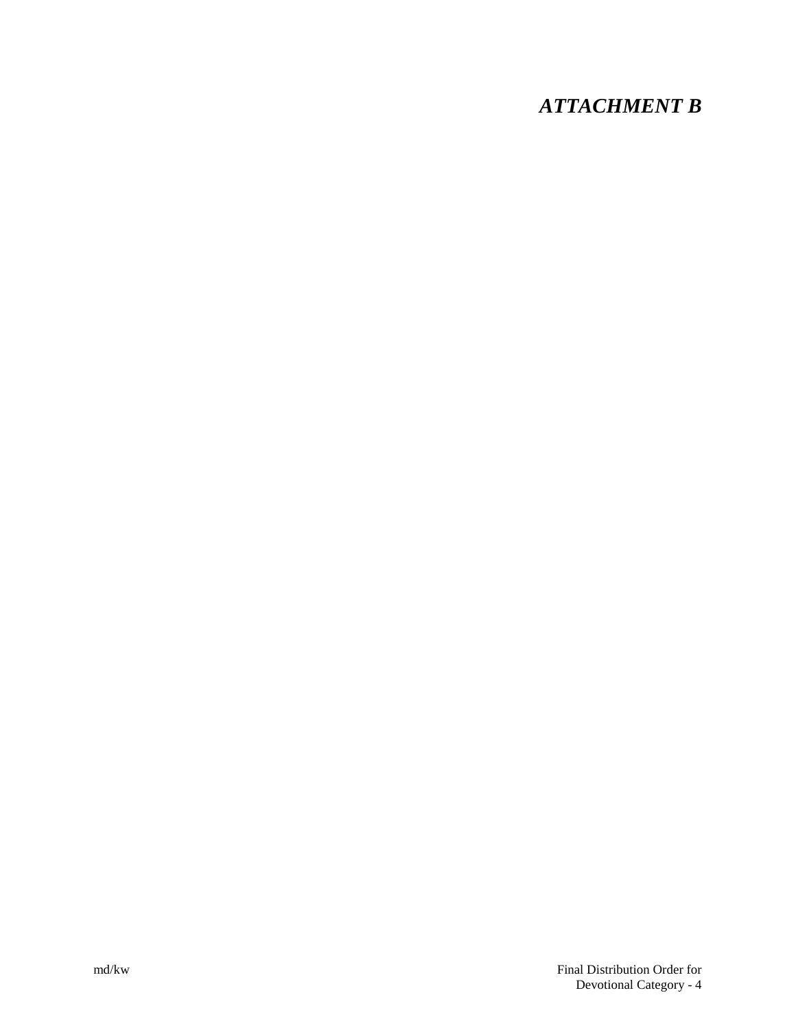# ***ATTACHMENT B***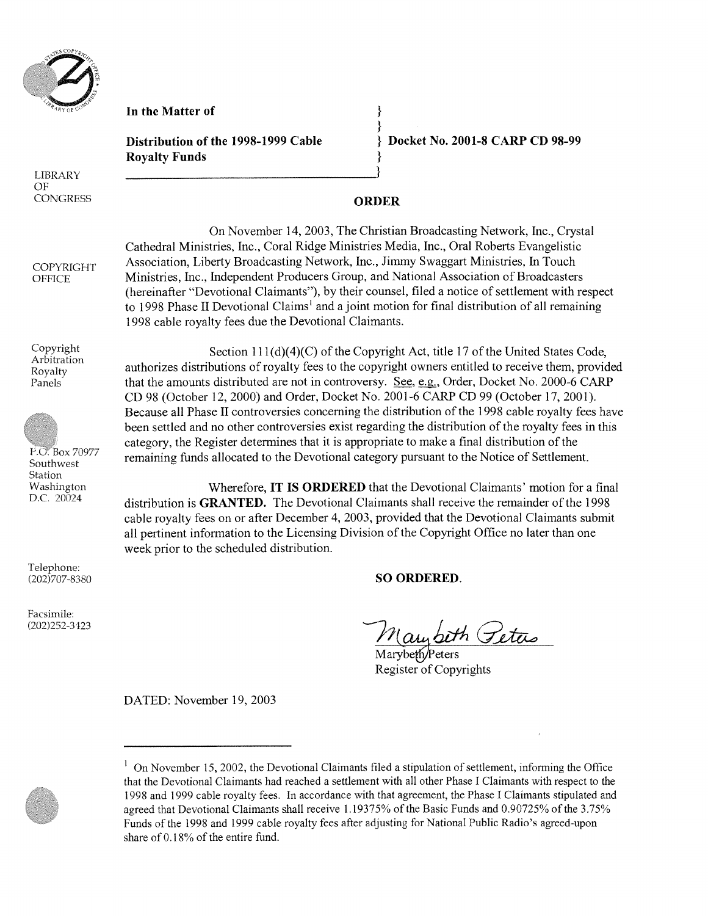LIBRARY
OF
CONGRESS

COPYRIGHT
OFFICE

Copyright
Arbitration
Royalty
Panels

P.O. Box 70977
Southwest
Station
Washington
D.C. 20024

Telephone:
(202)707-8380

Facsimile:
(202)252-3423

**In the Matter of**

**Distribution of the 1998-1999 Cable Royalty Funds**

**Docket No. 2001-8 CARP CD 98-99**

## ORDER

On November 14, 2003, The Christian Broadcasting Network, Inc., Crystal Cathedral Ministries, Inc., Coral Ridge Ministries Media, Inc., Oral Roberts Evangelistic Association, Liberty Broadcasting Network, Inc., Jimmy Swaggart Ministries, In Touch Ministries, Inc., Independent Producers Group, and National Association of Broadcasters (hereinafter "Devotional Claimants"), by their counsel, filed a notice of settlement with respect to 1998 Phase II Devotional Claims[1] and a joint motion for final distribution of all remaining 1998 cable royalty fees due the Devotional Claimants.

Section 111(d)(4)(C) of the Copyright Act, title 17 of the United States Code, authorizes distributions of royalty fees to the copyright owners entitled to receive them, provided that the amounts distributed are not in controversy. See, e.g., Order, Docket No. 2000-6 CARP CD 98 (October 12, 2000) and Order, Docket No. 2001-6 CARP CD 99 (October 17, 2001). Because all Phase II controversies concerning the distribution of the 1998 cable royalty fees have been settled and no other controversies exist regarding the distribution of the royalty fees in this category, the Register determines that it is appropriate to make a final distribution of the remaining funds allocated to the Devotional category pursuant to the Notice of Settlement.

Wherefore, **IT IS ORDERED** that the Devotional Claimants' motion for a final distribution is **GRANTED.** The Devotional Claimants shall receive the remainder of the 1998 cable royalty fees on or after December 4, 2003, provided that the Devotional Claimants submit all pertinent information to the Licensing Division of the Copyright Office no later than one week prior to the scheduled distribution.

**SO ORDERED.**

Marybeth Peters
Register of Copyrights

DATED: November 19, 2003

---

[1] On November 15, 2002, the Devotional Claimants filed a stipulation of settlement, informing the Office that the Devotional Claimants had reached a settlement with all other Phase I Claimants with respect to the 1998 and 1999 cable royalty fees. In accordance with that agreement, the Phase I Claimants stipulated and agreed that Devotional Claimants shall receive 1.19375% of the Basic Funds and 0.90725% of the 3.75% Funds of the 1998 and 1999 cable royalty fees after adjusting for National Public Radio's agreed-upon share of 0.18% of the entire fund.